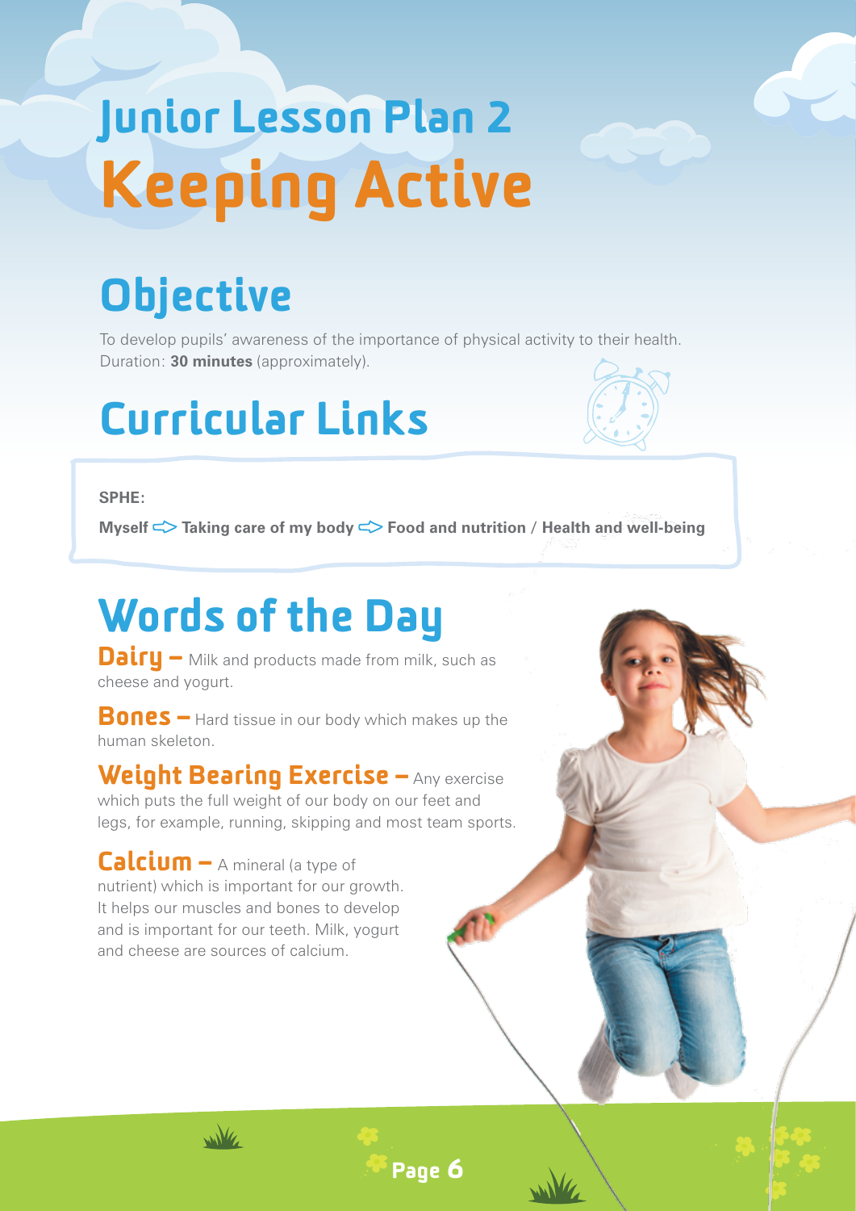# Junior Lesson Plan 2

# Keeping Active

## Objective

To develop pupils' awareness of the importance of physical activity to their health.
Duration: **30 minutes** (approximately).

## Curricular Links

**SPHE:**

**Myself ⇨ Taking care of my body ⇨ Food and nutrition** / **Health and well-being**

## Words of the Day

**Dairy –** Milk and products made from milk, such as cheese and yogurt.

**Bones –** Hard tissue in our body which makes up the human skeleton.

**Weight Bearing Exercise –** Any exercise which puts the full weight of our body on our feet and legs, for example, running, skipping and most team sports.

**Calcium –** A mineral (a type of nutrient) which is important for our growth. It helps our muscles and bones to develop and is important for our teeth. Milk, yogurt and cheese are sources of calcium.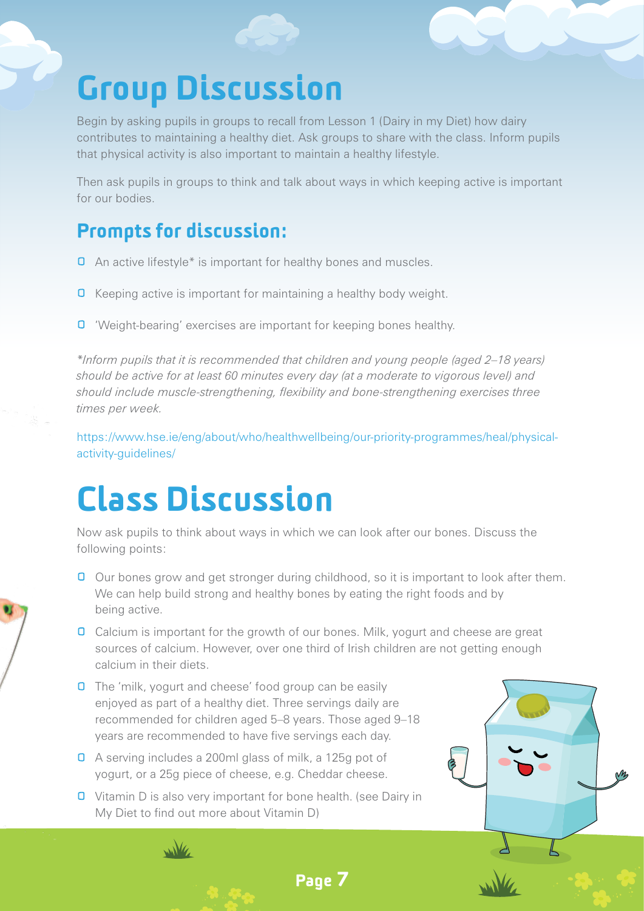# Group Discussion

Begin by asking pupils in groups to recall from Lesson 1 (Dairy in my Diet) how dairy contributes to maintaining a healthy diet. Ask groups to share with the class. Inform pupils that physical activity is also important to maintain a healthy lifestyle.

Then ask pupils in groups to think and talk about ways in which keeping active is important for our bodies.

## Prompts for discussion:

- An active lifestyle* is important for healthy bones and muscles.
- Keeping active is important for maintaining a healthy body weight.
- 'Weight-bearing' exercises are important for keeping bones healthy.

*\*Inform pupils that it is recommended that children and young people (aged 2–18 years) should be active for at least 60 minutes every day (at a moderate to vigorous level) and should include muscle-strengthening, flexibility and bone-strengthening exercises three times per week.*

https://www.hse.ie/eng/about/who/healthwellbeing/our-priority-programmes/heal/physical-activity-guidelines/

# Class Discussion

Now ask pupils to think about ways in which we can look after our bones. Discuss the following points:

- Our bones grow and get stronger during childhood, so it is important to look after them. We can help build strong and healthy bones by eating the right foods and by being active.
- Calcium is important for the growth of our bones. Milk, yogurt and cheese are great sources of calcium. However, over one third of Irish children are not getting enough calcium in their diets.
- The 'milk, yogurt and cheese' food group can be easily enjoyed as part of a healthy diet. Three servings daily are recommended for children aged 5–8 years. Those aged 9–18 years are recommended to have five servings each day.
- A serving includes a 200ml glass of milk, a 125g pot of yogurt, or a 25g piece of cheese, e.g. Cheddar cheese.
- Vitamin D is also very important for bone health. (see Dairy in My Diet to find out more about Vitamin D)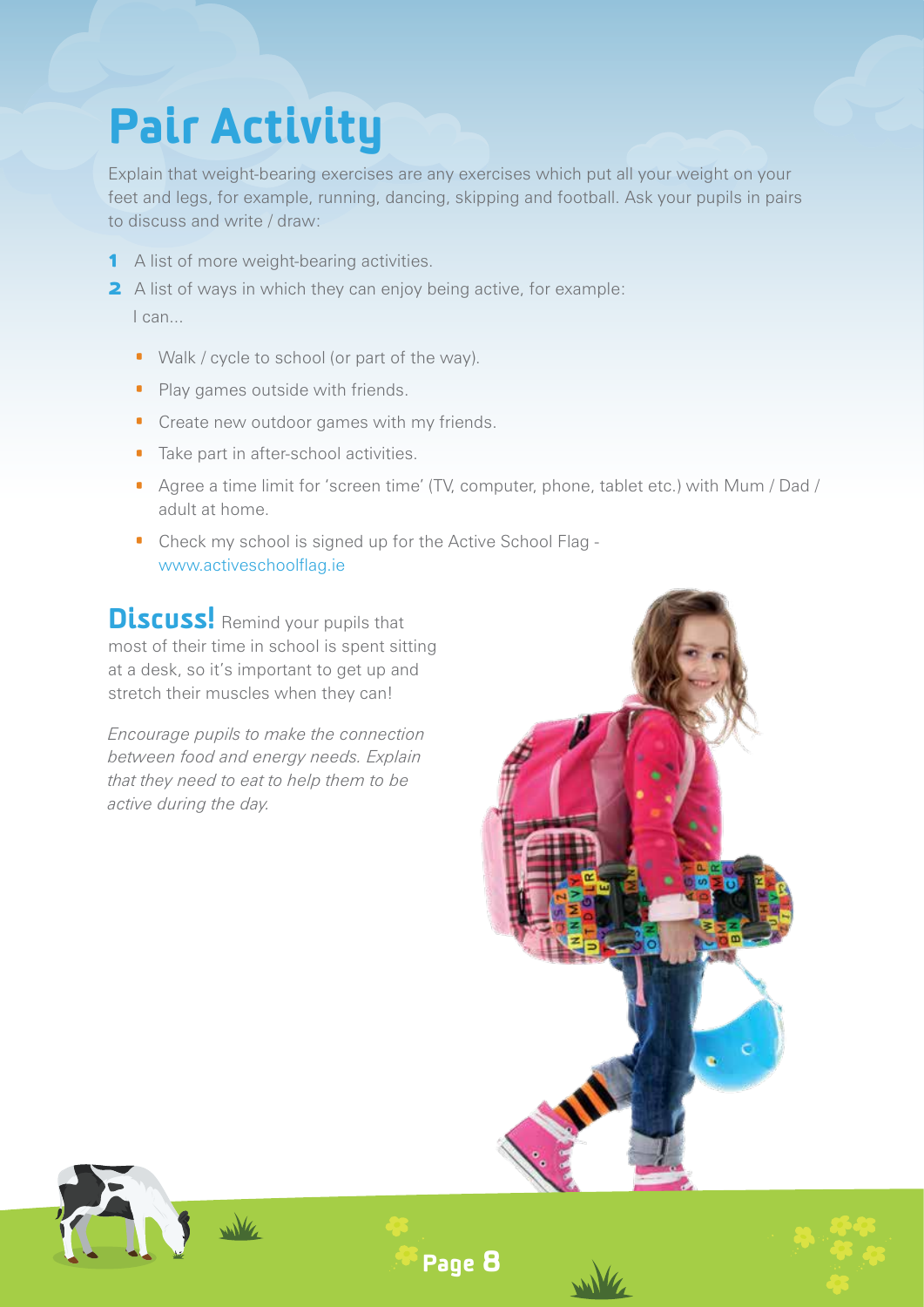# Pair Activity

Explain that weight-bearing exercises are any exercises which put all your weight on your feet and legs, for example, running, dancing, skipping and football. Ask your pupils in pairs to discuss and write / draw:

1. A list of more weight-bearing activities.
2. A list of ways in which they can enjoy being active, for example:
   I can...
   - Walk / cycle to school (or part of the way).
   - Play games outside with friends.
   - Create new outdoor games with my friends.
   - Take part in after-school activities.
   - Agree a time limit for 'screen time' (TV, computer, phone, tablet etc.) with Mum / Dad / adult at home.
   - Check my school is signed up for the Active School Flag - www.activeschoolflag.ie

**Discuss!** Remind your pupils that most of their time in school is spent sitting at a desk, so it's important to get up and stretch their muscles when they can!

*Encourage pupils to make the connection between food and energy needs. Explain that they need to eat to help them to be active during the day.*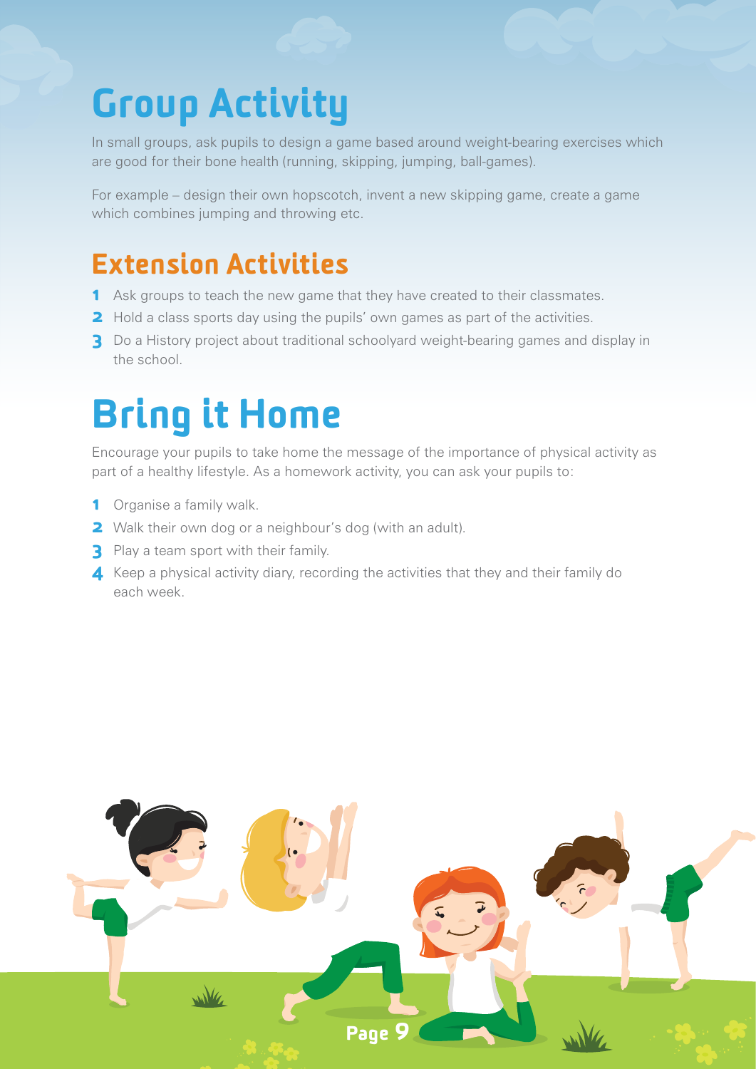# Group Activity

In small groups, ask pupils to design a game based around weight-bearing exercises which are good for their bone health (running, skipping, jumping, ball-games).

For example – design their own hopscotch, invent a new skipping game, create a game which combines jumping and throwing etc.

## Extension Activities

1. Ask groups to teach the new game that they have created to their classmates.
2. Hold a class sports day using the pupils' own games as part of the activities.
3. Do a History project about traditional schoolyard weight-bearing games and display in the school.

# Bring it Home

Encourage your pupils to take home the message of the importance of physical activity as part of a healthy lifestyle. As a homework activity, you can ask your pupils to:

1. Organise a family walk.
2. Walk their own dog or a neighbour's dog (with an adult).
3. Play a team sport with their family.
4. Keep a physical activity diary, recording the activities that they and their family do each week.